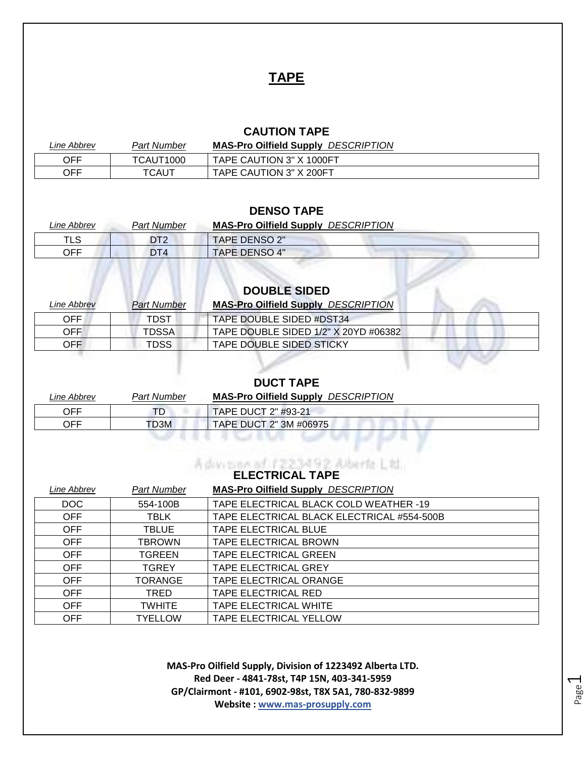# TAPE

## CAUTION TAPE

| *Line Abbrev* | *Part Number* | **MAS-Pro Oilfield Supply** *DESCRIPTION* |
|---|---|---|
| OFF | TCAUT1000 | TAPE CAUTION 3" X 1000FT |
| OFF | TCAUT | TAPE CAUTION 3" X 200FT |

## DENSO TAPE

| *Line Abbrev* | *Part Number* | **MAS-Pro Oilfield Supply** *DESCRIPTION* |
|---|---|---|
| TLS | DT2 | TAPE DENSO 2" |
| OFF | DT4 | TAPE DENSO 4" |

## DOUBLE SIDED

| *Line Abbrev* | *Part Number* | **MAS-Pro Oilfield Supply** *DESCRIPTION* |
|---|---|---|
| OFF | TDST | TAPE DOUBLE SIDED #DST34 |
| OFF | TDSSA | TAPE DOUBLE SIDED 1/2" X 20YD #06382 |
| OFF | TDSS | TAPE DOUBLE SIDED STICKY |

## DUCT TAPE

| *Line Abbrev* | *Part Number* | **MAS-Pro Oilfield Supply** *DESCRIPTION* |
|---|---|---|
| OFF | TD | TAPE DUCT 2" #93-21 |
| OFF | TD3M | TAPE DUCT 2" 3M #06975 |

## ELECTRICAL TAPE

| *Line Abbrev* | *Part Number* | **MAS-Pro Oilfield Supply** *DESCRIPTION* |
|---|---|---|
| DOC | 554-100B | TAPE ELECTRICAL BLACK COLD WEATHER -19 |
| OFF | TBLK | TAPE ELECTRICAL BLACK ELECTRICAL #554-500B |
| OFF | TBLUE | TAPE ELECTRICAL BLUE |
| OFF | TBROWN | TAPE ELECTRICAL BROWN |
| OFF | TGREEN | TAPE ELECTRICAL GREEN |
| OFF | TGREY | TAPE ELECTRICAL GREY |
| OFF | TORANGE | TAPE ELECTRICAL ORANGE |
| OFF | TRED | TAPE ELECTRICAL RED |
| OFF | TWHITE | TAPE ELECTRICAL WHITE |
| OFF | TYELLOW | TAPE ELECTRICAL YELLOW |

**MAS-Pro Oilfield Supply, Division of 1223492 Alberta LTD.**
**Red Deer - 4841-78st, T4P 15N, 403-341-5959**
**GP/Clairmont - #101, 6902-98st, T8X 5A1, 780-832-9899**
**Website : www.mas-prosupply.com**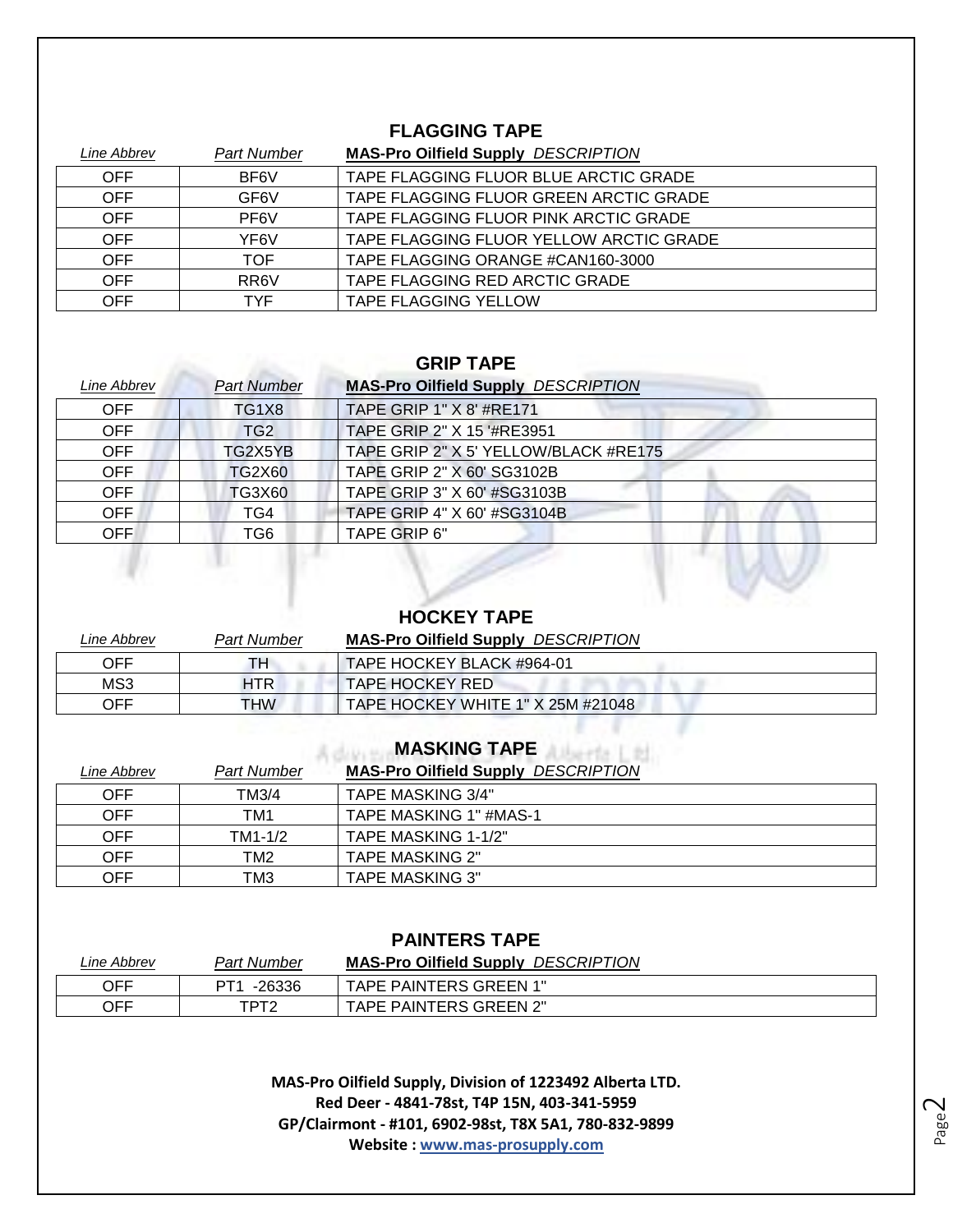## FLAGGING TAPE

| *Line Abbrev* | *Part Number* | **MAS-Pro Oilfield Supply** *DESCRIPTION* |
|---|---|---|
| OFF | BF6V | TAPE FLAGGING FLUOR BLUE ARCTIC GRADE |
| OFF | GF6V | TAPE FLAGGING FLUOR GREEN ARCTIC GRADE |
| OFF | PF6V | TAPE FLAGGING FLUOR PINK ARCTIC GRADE |
| OFF | YF6V | TAPE FLAGGING FLUOR YELLOW ARCTIC GRADE |
| OFF | TOF | TAPE FLAGGING ORANGE #CAN160-3000 |
| OFF | RR6V | TAPE FLAGGING RED ARCTIC GRADE |
| OFF | TYF | TAPE FLAGGING YELLOW |

## GRIP TAPE

| *Line Abbrev* | *Part Number* | **MAS-Pro Oilfield Supply** *DESCRIPTION* |
|---|---|---|
| OFF | TG1X8 | TAPE GRIP 1" X 8' #RE171 |
| OFF | TG2 | TAPE GRIP 2" X 15 '#RE3951 |
| OFF | TG2X5YB | TAPE GRIP 2" X 5' YELLOW/BLACK #RE175 |
| OFF | TG2X60 | TAPE GRIP 2" X 60' SG3102B |
| OFF | TG3X60 | TAPE GRIP 3" X 60' #SG3103B |
| OFF | TG4 | TAPE GRIP 4" X 60' #SG3104B |
| OFF | TG6 | TAPE GRIP 6" |

## HOCKEY TAPE

| *Line Abbrev* | *Part Number* | **MAS-Pro Oilfield Supply** *DESCRIPTION* |
|---|---|---|
| OFF | TH | TAPE HOCKEY BLACK #964-01 |
| MS3 | HTR | TAPE HOCKEY RED |
| OFF | THW | TAPE HOCKEY WHITE 1" X 25M #21048 |

## MASKING TAPE

| *Line Abbrev* | *Part Number* | **MAS-Pro Oilfield Supply** *DESCRIPTION* |
|---|---|---|
| OFF | TM3/4 | TAPE MASKING 3/4" |
| OFF | TM1 | TAPE MASKING 1" #MAS-1 |
| OFF | TM1-1/2 | TAPE MASKING 1-1/2" |
| OFF | TM2 | TAPE MASKING 2" |
| OFF | TM3 | TAPE MASKING 3" |

## PAINTERS TAPE

| *Line Abbrev* | *Part Number* | **MAS-Pro Oilfield Supply** *DESCRIPTION* |
|---|---|---|
| OFF | PT1 -26336 | TAPE PAINTERS GREEN 1" |
| OFF | TPT2 | TAPE PAINTERS GREEN 2" |

**MAS-Pro Oilfield Supply, Division of 1223492 Alberta LTD.**
**Red Deer - 4841-78st, T4P 15N, 403-341-5959**
**GP/Clairmont - #101, 6902-98st, T8X 5A1, 780-832-9899**
**Website : www.mas-prosupply.com**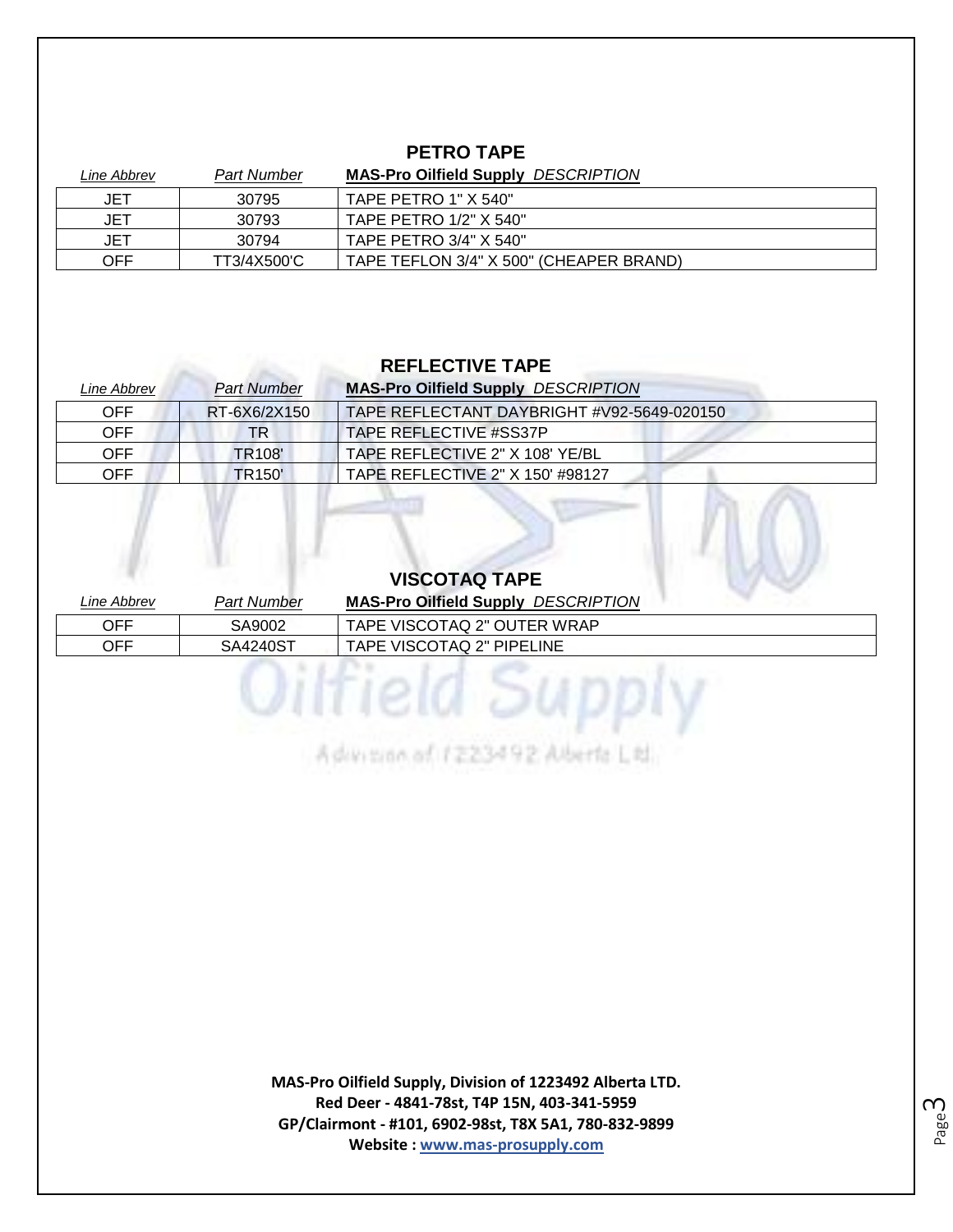## PETRO TAPE

| *Line Abbrev* | *Part Number* | **MAS-Pro Oilfield Supply** *DESCRIPTION* |
|---|---|---|
| JET | 30795 | TAPE PETRO 1" X 540" |
| JET | 30793 | TAPE PETRO 1/2" X 540" |
| JET | 30794 | TAPE PETRO 3/4" X 540" |
| OFF | TT3/4X500'C | TAPE TEFLON 3/4" X 500" (CHEAPER BRAND) |

## REFLECTIVE TAPE

| *Line Abbrev* | *Part Number* | **MAS-Pro Oilfield Supply** *DESCRIPTION* |
|---|---|---|
| OFF | RT-6X6/2X150 | TAPE REFLECTANT DAYBRIGHT #V92-5649-020150 |
| OFF | TR | TAPE REFLECTIVE #SS37P |
| OFF | TR108' | TAPE REFLECTIVE 2" X 108' YE/BL |
| OFF | TR150' | TAPE REFLECTIVE 2" X 150' #98127 |

## VISCOTAQ TAPE

| *Line Abbrev* | *Part Number* | **MAS-Pro Oilfield Supply** *DESCRIPTION* |
|---|---|---|
| OFF | SA9002 | TAPE VISCOTAQ 2" OUTER WRAP |
| OFF | SA4240ST | TAPE VISCOTAQ 2" PIPELINE |

**MAS-Pro Oilfield Supply, Division of 1223492 Alberta LTD.**
**Red Deer - 4841-78st, T4P 15N, 403-341-5959**
**GP/Clairmont - #101, 6902-98st, T8X 5A1, 780-832-9899**
**Website : www.mas-prosupply.com**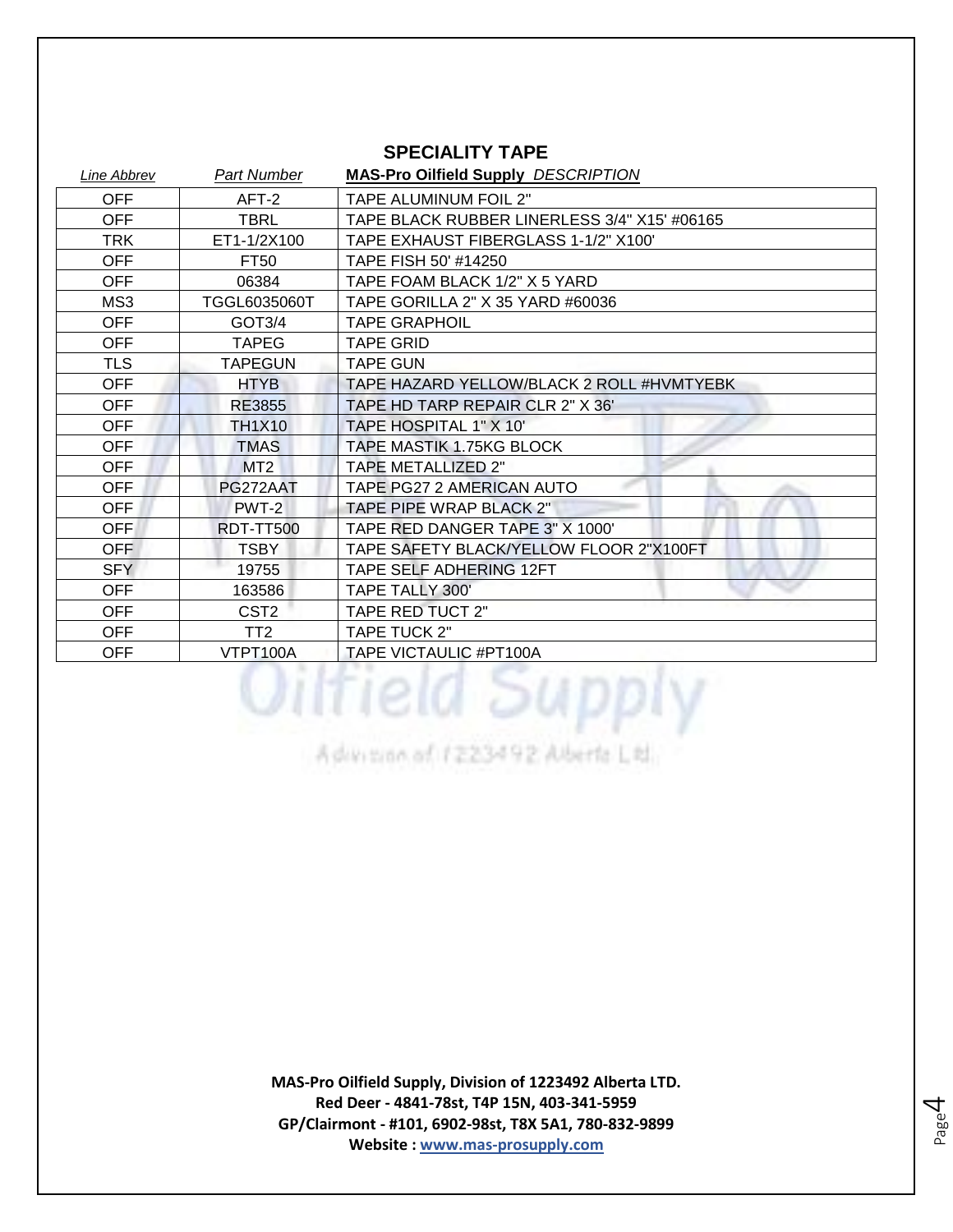## SPECIALITY TAPE

| *Line Abbrev* | *Part Number* | **MAS-Pro Oilfield Supply** *DESCRIPTION* |
|---|---|---|
| OFF | AFT-2 | TAPE ALUMINUM FOIL 2" |
| OFF | TBRL | TAPE BLACK RUBBER LINERLESS 3/4" X15' #06165 |
| TRK | ET1-1/2X100 | TAPE EXHAUST FIBERGLASS 1-1/2" X100' |
| OFF | FT50 | TAPE FISH 50' #14250 |
| OFF | 06384 | TAPE FOAM BLACK 1/2" X 5 YARD |
| MS3 | TGGL6035060T | TAPE GORILLA 2" X 35 YARD #60036 |
| OFF | GOT3/4 | TAPE GRAPHOIL |
| OFF | TAPEG | TAPE GRID |
| TLS | TAPEGUN | TAPE GUN |
| OFF | HTYB | TAPE HAZARD YELLOW/BLACK 2 ROLL #HVMTYEBK |
| OFF | RE3855 | TAPE HD TARP REPAIR CLR 2" X 36' |
| OFF | TH1X10 | TAPE HOSPITAL 1" X 10' |
| OFF | TMAS | TAPE MASTIK 1.75KG BLOCK |
| OFF | MT2 | TAPE METALLIZED 2" |
| OFF | PG272AAT | TAPE PG27 2 AMERICAN AUTO |
| OFF | PWT-2 | TAPE PIPE WRAP BLACK 2" |
| OFF | RDT-TT500 | TAPE RED DANGER TAPE 3" X 1000' |
| OFF | TSBY | TAPE SAFETY BLACK/YELLOW FLOOR 2"X100FT |
| SFY | 19755 | TAPE SELF ADHERING 12FT |
| OFF | 163586 | TAPE TALLY 300' |
| OFF | CST2 | TAPE RED TUCT 2" |
| OFF | TT2 | TAPE TUCK 2" |
| OFF | VTPT100A | TAPE VICTAULIC #PT100A |

**MAS-Pro Oilfield Supply, Division of 1223492 Alberta LTD.**
**Red Deer - 4841-78st, T4P 15N, 403-341-5959**
**GP/Clairmont - #101, 6902-98st, T8X 5A1, 780-832-9899**
**Website : www.mas-prosupply.com**